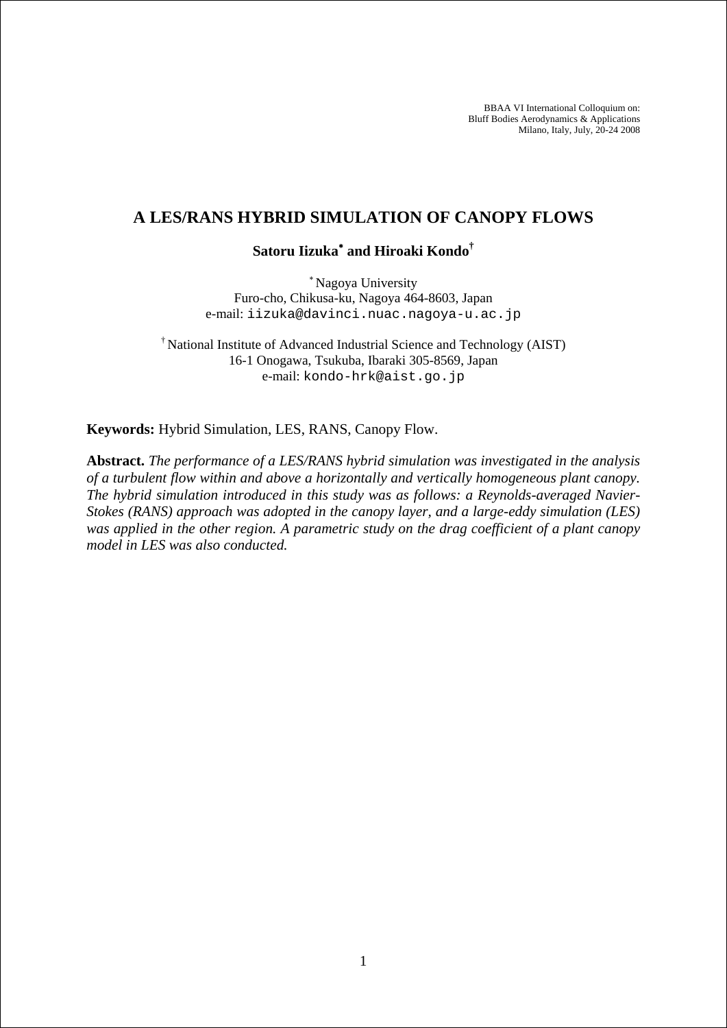BBAA VI International Colloquium on:
Bluff Bodies Aerodynamics & Applications
Milano, Italy, July, 20-24 2008

# A LES/RANS HYBRID SIMULATION OF CANOPY FLOWS

**Satoru Iizuka[*] and Hiroaki Kondo[†]**

[*] Nagoya University
Furo-cho, Chikusa-ku, Nagoya 464-8603, Japan
e-mail: iizuka@davinci.nuac.nagoya-u.ac.jp

[†] National Institute of Advanced Industrial Science and Technology (AIST)
16-1 Onogawa, Tsukuba, Ibaraki 305-8569, Japan
e-mail: kondo-hrk@aist.go.jp

**Keywords:** Hybrid Simulation, LES, RANS, Canopy Flow.

**Abstract.** *The performance of a LES/RANS hybrid simulation was investigated in the analysis of a turbulent flow within and above a horizontally and vertically homogeneous plant canopy. The hybrid simulation introduced in this study was as follows: a Reynolds-averaged Navier-Stokes (RANS) approach was adopted in the canopy layer, and a large-eddy simulation (LES) was applied in the other region. A parametric study on the drag coefficient of a plant canopy model in LES was also conducted.*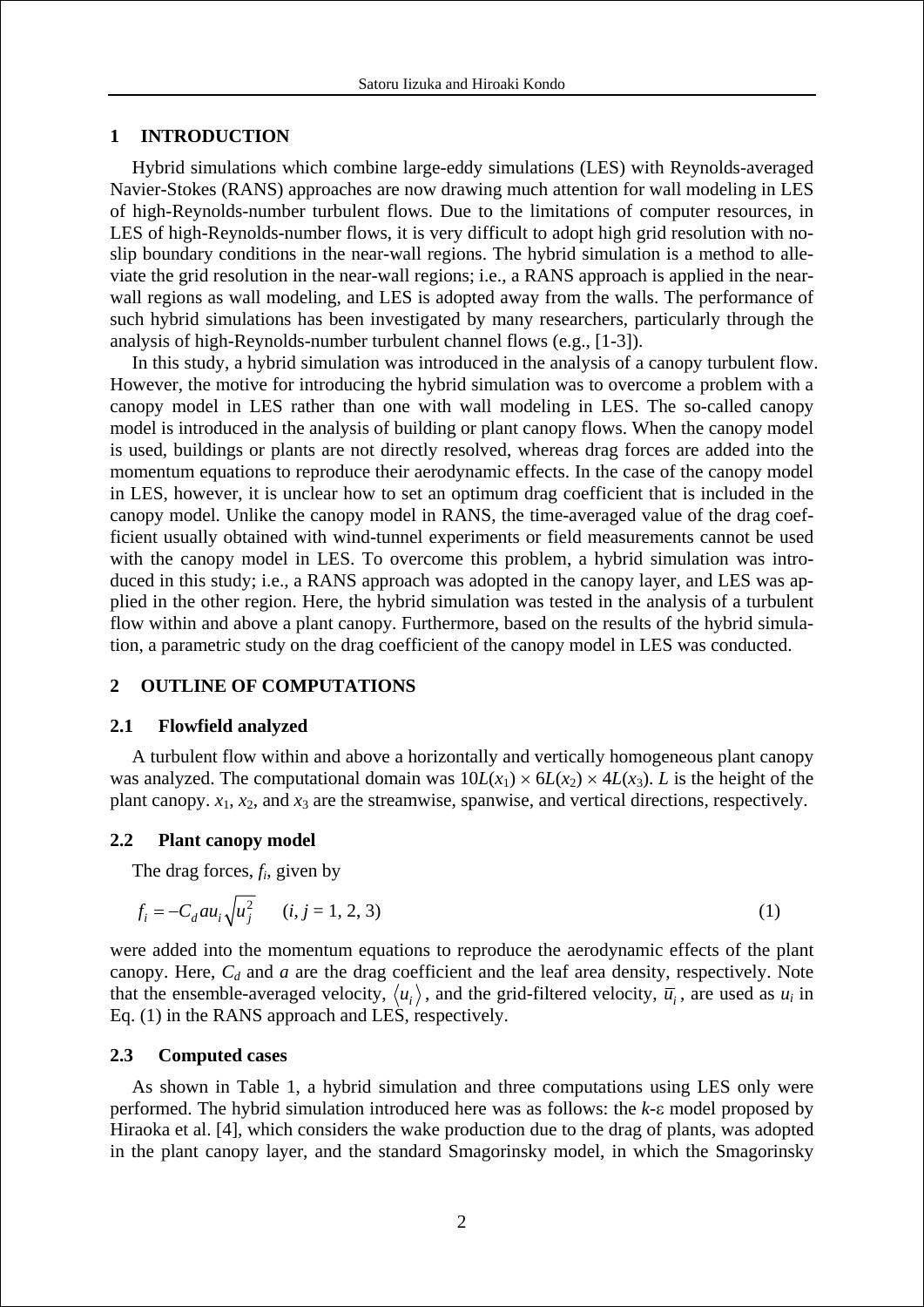## 1 INTRODUCTION

Hybrid simulations which combine large-eddy simulations (LES) with Reynolds-averaged Navier-Stokes (RANS) approaches are now drawing much attention for wall modeling in LES of high-Reynolds-number turbulent flows. Due to the limitations of computer resources, in LES of high-Reynolds-number flows, it is very difficult to adopt high grid resolution with no-slip boundary conditions in the near-wall regions. The hybrid simulation is a method to alleviate the grid resolution in the near-wall regions; i.e., a RANS approach is applied in the near-wall regions as wall modeling, and LES is adopted away from the walls. The performance of such hybrid simulations has been investigated by many researchers, particularly through the analysis of high-Reynolds-number turbulent channel flows (e.g., [1-3]).

In this study, a hybrid simulation was introduced in the analysis of a canopy turbulent flow. However, the motive for introducing the hybrid simulation was to overcome a problem with a canopy model in LES rather than one with wall modeling in LES. The so-called canopy model is introduced in the analysis of building or plant canopy flows. When the canopy model is used, buildings or plants are not directly resolved, whereas drag forces are added into the momentum equations to reproduce their aerodynamic effects. In the case of the canopy model in LES, however, it is unclear how to set an optimum drag coefficient that is included in the canopy model. Unlike the canopy model in RANS, the time-averaged value of the drag coefficient usually obtained with wind-tunnel experiments or field measurements cannot be used with the canopy model in LES. To overcome this problem, a hybrid simulation was introduced in this study; i.e., a RANS approach was adopted in the canopy layer, and LES was applied in the other region. Here, the hybrid simulation was tested in the analysis of a turbulent flow within and above a plant canopy. Furthermore, based on the results of the hybrid simulation, a parametric study on the drag coefficient of the canopy model in LES was conducted.

## 2 OUTLINE OF COMPUTATIONS

### 2.1 Flowfield analyzed

A turbulent flow within and above a horizontally and vertically homogeneous plant canopy was analyzed. The computational domain was $10L(x_1) \times 6L(x_2) \times 4L(x_3)$. $L$ is the height of the plant canopy. $x_1$, $x_2$, and $x_3$ are the streamwise, spanwise, and vertical directions, respectively.

### 2.2 Plant canopy model

The drag forces, $f_i$, given by

$$f_i = -C_d a u_i \sqrt{u_j^2} \qquad (i, j = 1, 2, 3) \tag{1}$$

were added into the momentum equations to reproduce the aerodynamic effects of the plant canopy. Here, $C_d$ and $a$ are the drag coefficient and the leaf area density, respectively. Note that the ensemble-averaged velocity, $\langle u_i \rangle$, and the grid-filtered velocity, $\overline{u}_i$, are used as $u_i$ in Eq. (1) in the RANS approach and LES, respectively.

### 2.3 Computed cases

As shown in Table 1, a hybrid simulation and three computations using LES only were performed. The hybrid simulation introduced here was as follows: the $k$-$\varepsilon$ model proposed by Hiraoka et al. [4], which considers the wake production due to the drag of plants, was adopted in the plant canopy layer, and the standard Smagorinsky model, in which the Smagorinsky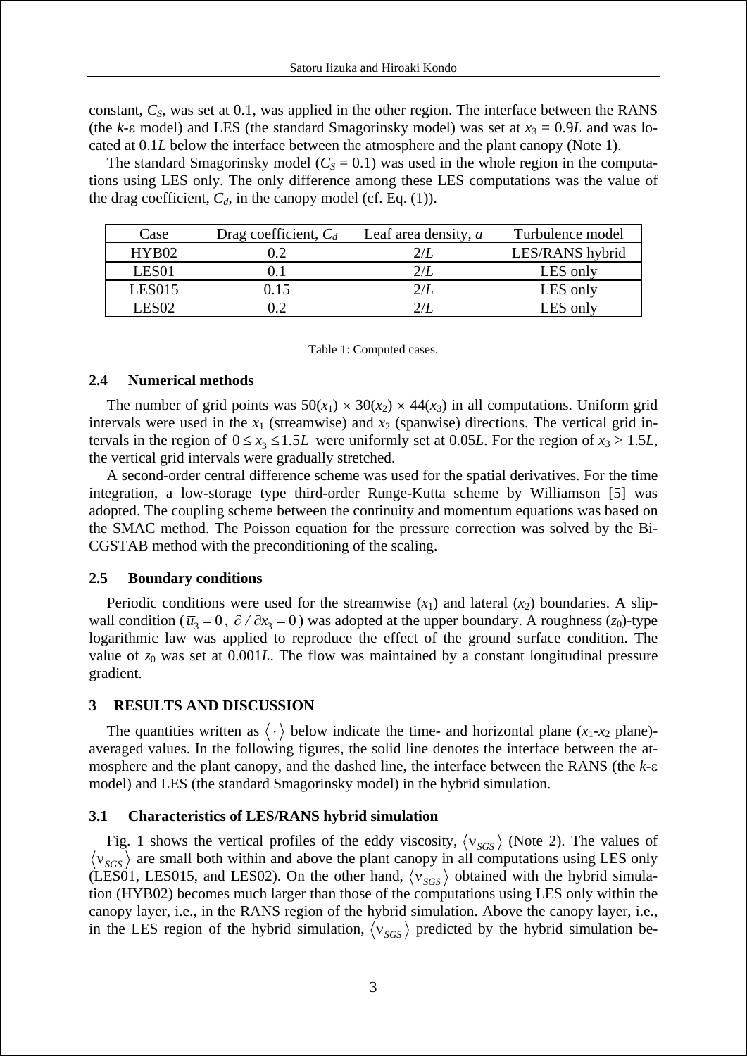constant, $C_S$, was set at 0.1, was applied in the other region. The interface between the RANS (the $k$-$\varepsilon$ model) and LES (the standard Smagorinsky model) was set at $x_3 = 0.9L$ and was located at $0.1L$ below the interface between the atmosphere and the plant canopy (Note 1).

The standard Smagorinsky model ($C_S = 0.1$) was used in the whole region in the computations using LES only. The only difference among these LES computations was the value of the drag coefficient, $C_d$, in the canopy model (cf. Eq. (1)).

| Case | Drag coefficient, $C_d$ | Leaf area density, $a$ | Turbulence model |
|---|---|---|---|
| HYB02 | 0.2 | $2/L$ | LES/RANS hybrid |
| LES01 | 0.1 | $2/L$ | LES only |
| LES015 | 0.15 | $2/L$ | LES only |
| LES02 | 0.2 | $2/L$ | LES only |

Table 1: Computed cases.

### 2.4 Numerical methods

The number of grid points was $50(x_1) \times 30(x_2) \times 44(x_3)$ in all computations. Uniform grid intervals were used in the $x_1$ (streamwise) and $x_2$ (spanwise) directions. The vertical grid intervals in the region of $0 \le x_3 \le 1.5L$ were uniformly set at $0.05L$. For the region of $x_3 > 1.5L$, the vertical grid intervals were gradually stretched.

A second-order central difference scheme was used for the spatial derivatives. For the time integration, a low-storage type third-order Runge-Kutta scheme by Williamson [5] was adopted. The coupling scheme between the continuity and momentum equations was based on the SMAC method. The Poisson equation for the pressure correction was solved by the Bi-CGSTAB method with the preconditioning of the scaling.

### 2.5 Boundary conditions

Periodic conditions were used for the streamwise ($x_1$) and lateral ($x_2$) boundaries. A slip-wall condition ($\bar{u}_3 = 0$, $\partial / \partial x_3 = 0$) was adopted at the upper boundary. A roughness ($z_0$)-type logarithmic law was applied to reproduce the effect of the ground surface condition. The value of $z_0$ was set at $0.001L$. The flow was maintained by a constant longitudinal pressure gradient.

## 3 RESULTS AND DISCUSSION

The quantities written as $\langle \cdot \rangle$ below indicate the time- and horizontal plane ($x_1$-$x_2$ plane)-averaged values. In the following figures, the solid line denotes the interface between the atmosphere and the plant canopy, and the dashed line, the interface between the RANS (the $k$-$\varepsilon$ model) and LES (the standard Smagorinsky model) in the hybrid simulation.

### 3.1 Characteristics of LES/RANS hybrid simulation

Fig. 1 shows the vertical profiles of the eddy viscosity, $\langle \nu_{SGS} \rangle$ (Note 2). The values of $\langle \nu_{SGS} \rangle$ are small both within and above the plant canopy in all computations using LES only (LES01, LES015, and LES02). On the other hand, $\langle \nu_{SGS} \rangle$ obtained with the hybrid simulation (HYB02) becomes much larger than those of the computations using LES only within the canopy layer, i.e., in the RANS region of the hybrid simulation. Above the canopy layer, i.e., in the LES region of the hybrid simulation, $\langle \nu_{SGS} \rangle$ predicted by the hybrid simulation be-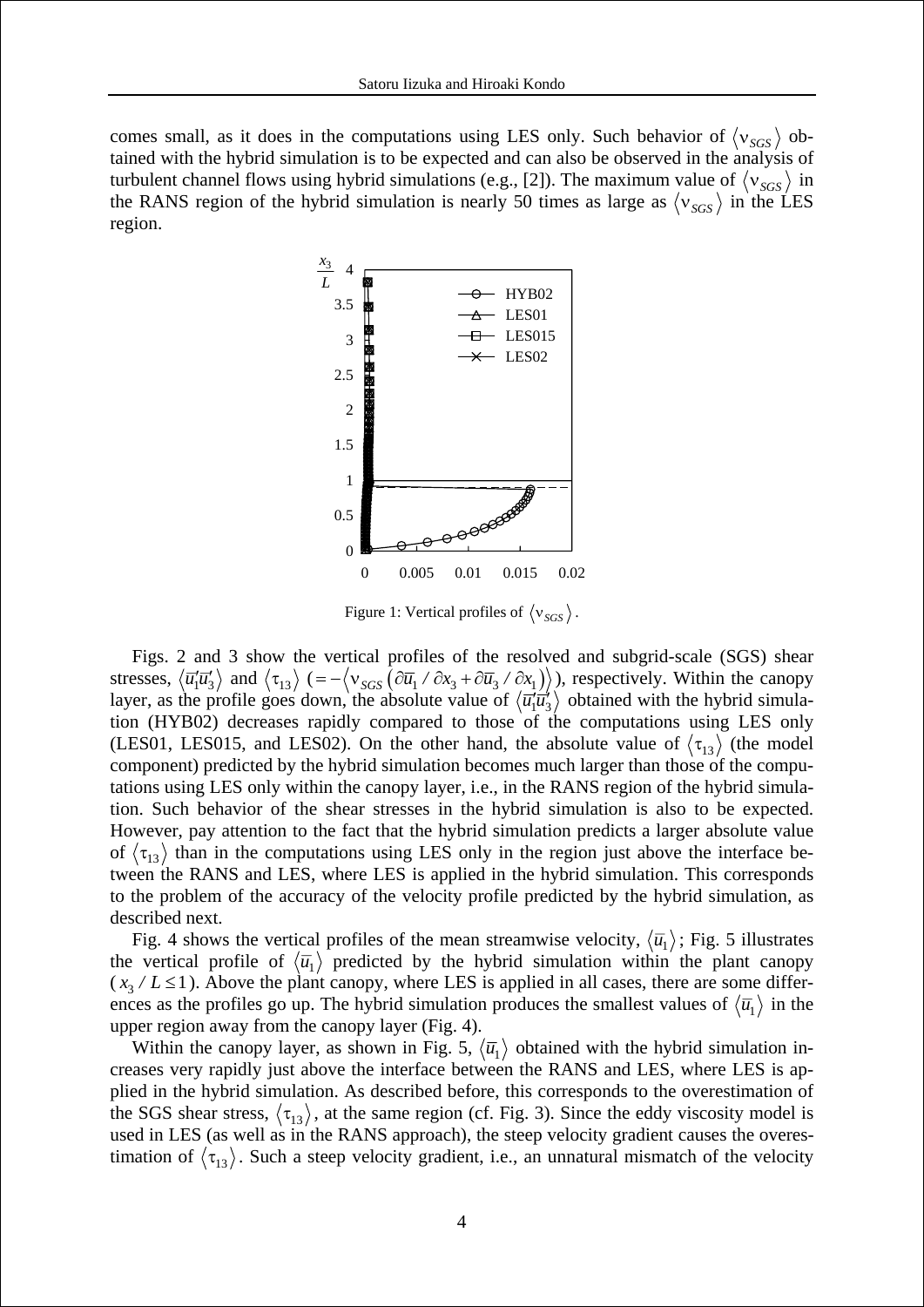comes small, as it does in the computations using LES only. Such behavior of $\langle \nu_{SGS} \rangle$ obtained with the hybrid simulation is to be expected and can also be observed in the analysis of turbulent channel flows using hybrid simulations (e.g., [2]). The maximum value of $\langle \nu_{SGS} \rangle$ in the RANS region of the hybrid simulation is nearly 50 times as large as $\langle \nu_{SGS} \rangle$ in the LES region.

Figure 1: Vertical profiles of $\langle \nu_{SGS} \rangle$.

Figs. 2 and 3 show the vertical profiles of the resolved and subgrid-scale (SGS) shear stresses, $\langle \bar{u}_1' \bar{u}_3' \rangle$ and $\langle \tau_{13} \rangle$ $(= -\langle \nu_{SGS} (\partial \bar{u}_1 / \partial x_3 + \partial \bar{u}_3 / \partial x_1) \rangle)$, respectively. Within the canopy layer, as the profile goes down, the absolute value of $\langle \bar{u}_1' \bar{u}_3' \rangle$ obtained with the hybrid simulation (HYB02) decreases rapidly compared to those of the computations using LES only (LES01, LES015, and LES02). On the other hand, the absolute value of $\langle \tau_{13} \rangle$ (the model component) predicted by the hybrid simulation becomes much larger than those of the computations using LES only within the canopy layer, i.e., in the RANS region of the hybrid simulation. Such behavior of the shear stresses in the hybrid simulation is also to be expected. However, pay attention to the fact that the hybrid simulation predicts a larger absolute value of $\langle \tau_{13} \rangle$ than in the computations using LES only in the region just above the interface between the RANS and LES, where LES is applied in the hybrid simulation. This corresponds to the problem of the accuracy of the velocity profile predicted by the hybrid simulation, as described next.

Fig. 4 shows the vertical profiles of the mean streamwise velocity, $\langle \bar{u}_1 \rangle$; Fig. 5 illustrates the vertical profile of $\langle \bar{u}_1 \rangle$ predicted by the hybrid simulation within the plant canopy ($x_3 / L \leq 1$). Above the plant canopy, where LES is applied in all cases, there are some differences as the profiles go up. The hybrid simulation produces the smallest values of $\langle \bar{u}_1 \rangle$ in the upper region away from the canopy layer (Fig. 4).

Within the canopy layer, as shown in Fig. 5, $\langle \bar{u}_1 \rangle$ obtained with the hybrid simulation increases very rapidly just above the interface between the RANS and LES, where LES is applied in the hybrid simulation. As described before, this corresponds to the overestimation of the SGS shear stress, $\langle \tau_{13} \rangle$, at the same region (cf. Fig. 3). Since the eddy viscosity model is used in LES (as well as in the RANS approach), the steep velocity gradient causes the overestimation of $\langle \tau_{13} \rangle$. Such a steep velocity gradient, i.e., an unnatural mismatch of the velocity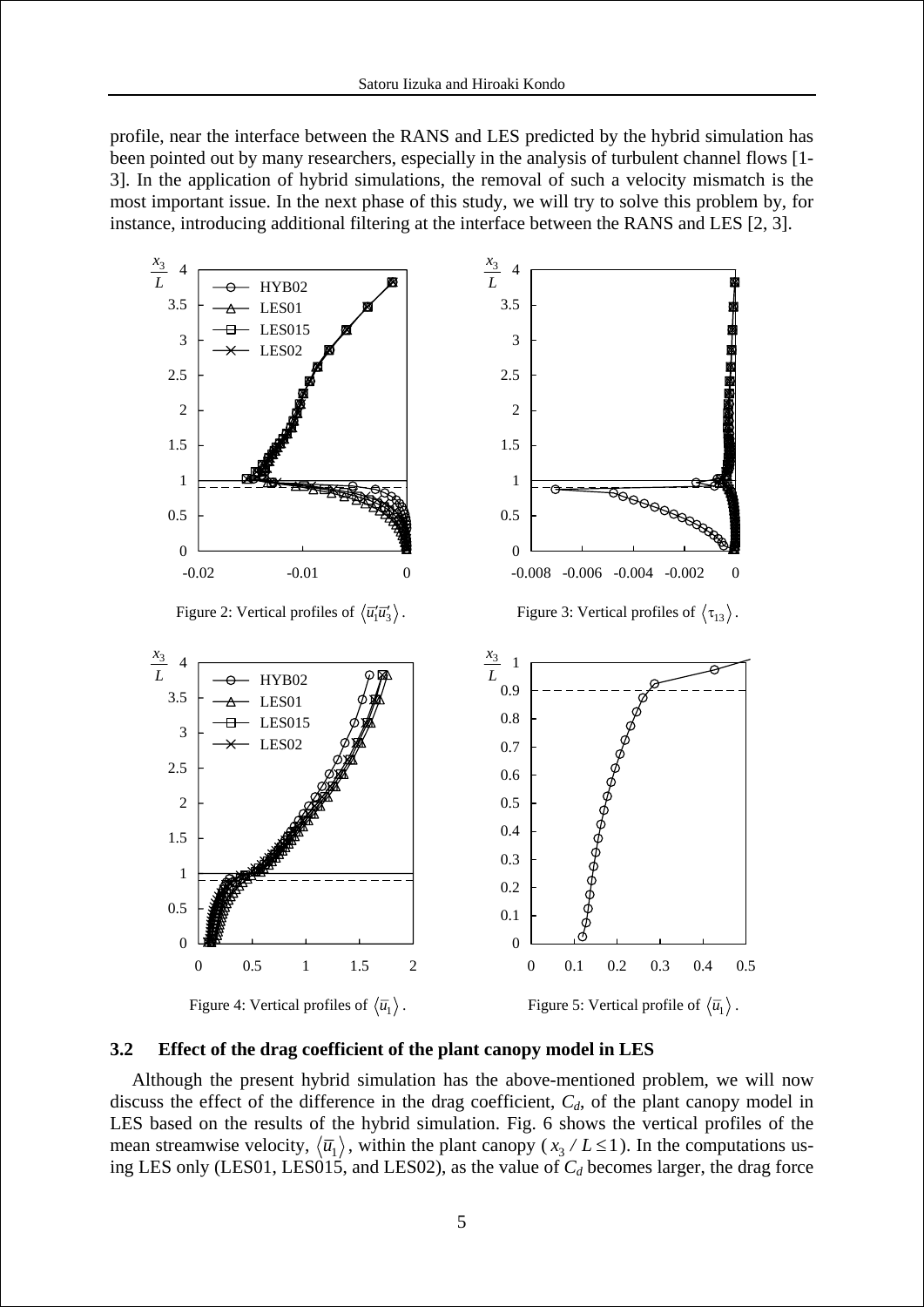profile, near the interface between the RANS and LES predicted by the hybrid simulation has been pointed out by many researchers, especially in the analysis of turbulent channel flows [1-3]. In the application of hybrid simulations, the removal of such a velocity mismatch is the most important issue. In the next phase of this study, we will try to solve this problem by, for instance, introducing additional filtering at the interface between the RANS and LES [2, 3].

Figure 2: Vertical profiles of $\langle \bar{u}_1' \bar{u}_3' \rangle$.

Figure 3: Vertical profiles of $\langle \tau_{13} \rangle$.

Figure 4: Vertical profiles of $\langle \bar{u}_1 \rangle$.

Figure 5: Vertical profile of $\langle \bar{u}_1 \rangle$.

### 3.2 Effect of the drag coefficient of the plant canopy model in LES

Although the present hybrid simulation has the above-mentioned problem, we will now discuss the effect of the difference in the drag coefficient, $C_d$, of the plant canopy model in LES based on the results of the hybrid simulation. Fig. 6 shows the vertical profiles of the mean streamwise velocity, $\langle \bar{u}_1 \rangle$, within the plant canopy ($x_3 / L \leq 1$). In the computations using LES only (LES01, LES015, and LES02), as the value of $C_d$ becomes larger, the drag force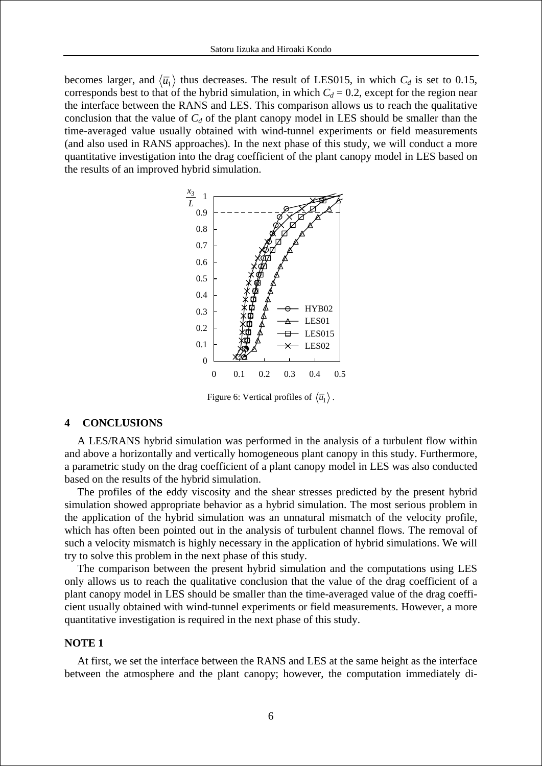becomes larger, and $\langle \bar{u}_1 \rangle$ thus decreases. The result of LES015, in which $C_d$ is set to 0.15, corresponds best to that of the hybrid simulation, in which $C_d = 0.2$, except for the region near the interface between the RANS and LES. This comparison allows us to reach the qualitative conclusion that the value of $C_d$ of the plant canopy model in LES should be smaller than the time-averaged value usually obtained with wind-tunnel experiments or field measurements (and also used in RANS approaches). In the next phase of this study, we will conduct a more quantitative investigation into the drag coefficient of the plant canopy model in LES based on the results of an improved hybrid simulation.

Figure 6: Vertical profiles of $\langle \bar{u}_1 \rangle$.

## 4 CONCLUSIONS

A LES/RANS hybrid simulation was performed in the analysis of a turbulent flow within and above a horizontally and vertically homogeneous plant canopy in this study. Furthermore, a parametric study on the drag coefficient of a plant canopy model in LES was also conducted based on the results of the hybrid simulation.

The profiles of the eddy viscosity and the shear stresses predicted by the present hybrid simulation showed appropriate behavior as a hybrid simulation. The most serious problem in the application of the hybrid simulation was an unnatural mismatch of the velocity profile, which has often been pointed out in the analysis of turbulent channel flows. The removal of such a velocity mismatch is highly necessary in the application of hybrid simulations. We will try to solve this problem in the next phase of this study.

The comparison between the present hybrid simulation and the computations using LES only allows us to reach the qualitative conclusion that the value of the drag coefficient of a plant canopy model in LES should be smaller than the time-averaged value of the drag coefficient usually obtained with wind-tunnel experiments or field measurements. However, a more quantitative investigation is required in the next phase of this study.

### NOTE 1

At first, we set the interface between the RANS and LES at the same height as the interface between the atmosphere and the plant canopy; however, the computation immediately di-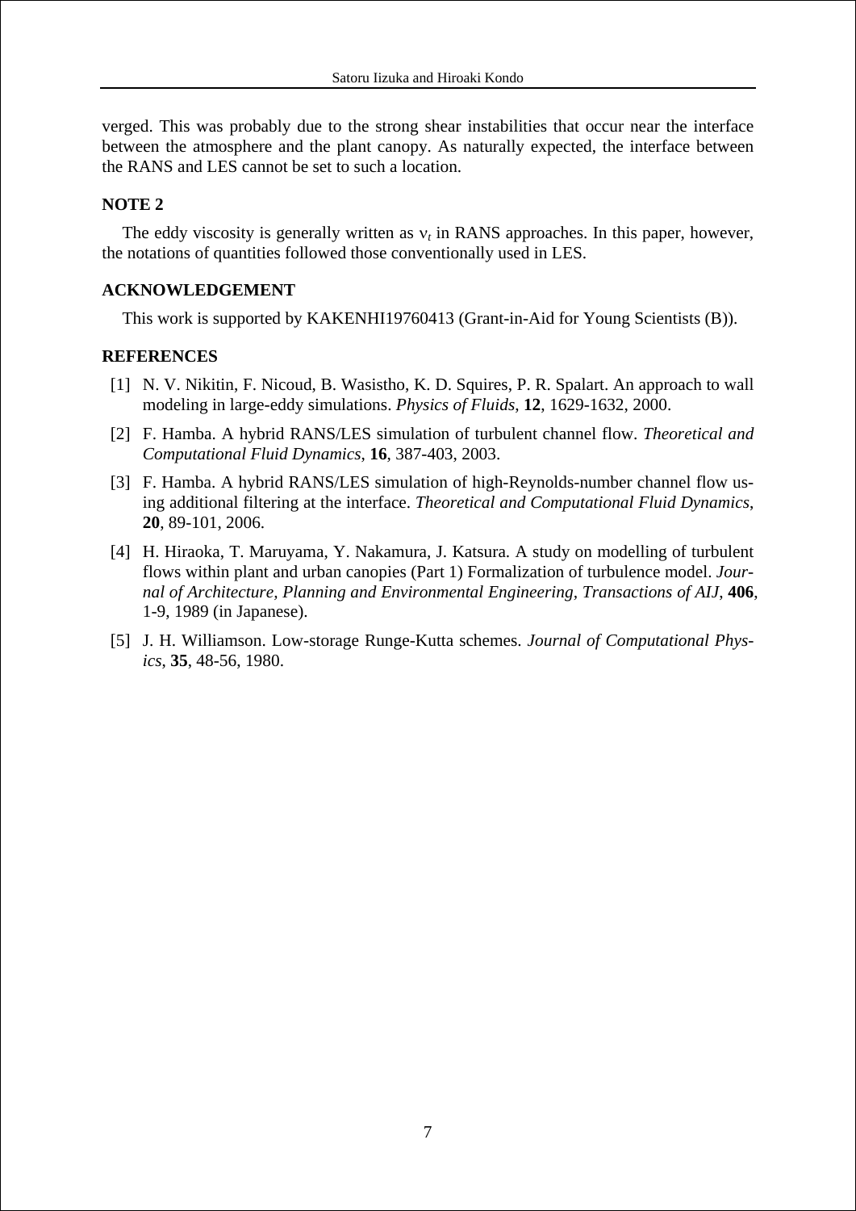verged. This was probably due to the strong shear instabilities that occur near the interface between the atmosphere and the plant canopy. As naturally expected, the interface between the RANS and LES cannot be set to such a location.

## NOTE 2

The eddy viscosity is generally written as $\nu_t$ in RANS approaches. In this paper, however, the notations of quantities followed those conventionally used in LES.

## ACKNOWLEDGEMENT

This work is supported by KAKENHI19760413 (Grant-in-Aid for Young Scientists (B)).

## REFERENCES

[1] N. V. Nikitin, F. Nicoud, B. Wasistho, K. D. Squires, P. R. Spalart. An approach to wall modeling in large-eddy simulations. *Physics of Fluids*, **12**, 1629-1632, 2000.

[2] F. Hamba. A hybrid RANS/LES simulation of turbulent channel flow. *Theoretical and Computational Fluid Dynamics*, **16**, 387-403, 2003.

[3] F. Hamba. A hybrid RANS/LES simulation of high-Reynolds-number channel flow using additional filtering at the interface. *Theoretical and Computational Fluid Dynamics*, **20**, 89-101, 2006.

[4] H. Hiraoka, T. Maruyama, Y. Nakamura, J. Katsura. A study on modelling of turbulent flows within plant and urban canopies (Part 1) Formalization of turbulence model. *Journal of Architecture, Planning and Environmental Engineering, Transactions of AIJ*, **406**, 1-9, 1989 (in Japanese).

[5] J. H. Williamson. Low-storage Runge-Kutta schemes. *Journal of Computational Physics*, **35**, 48-56, 1980.